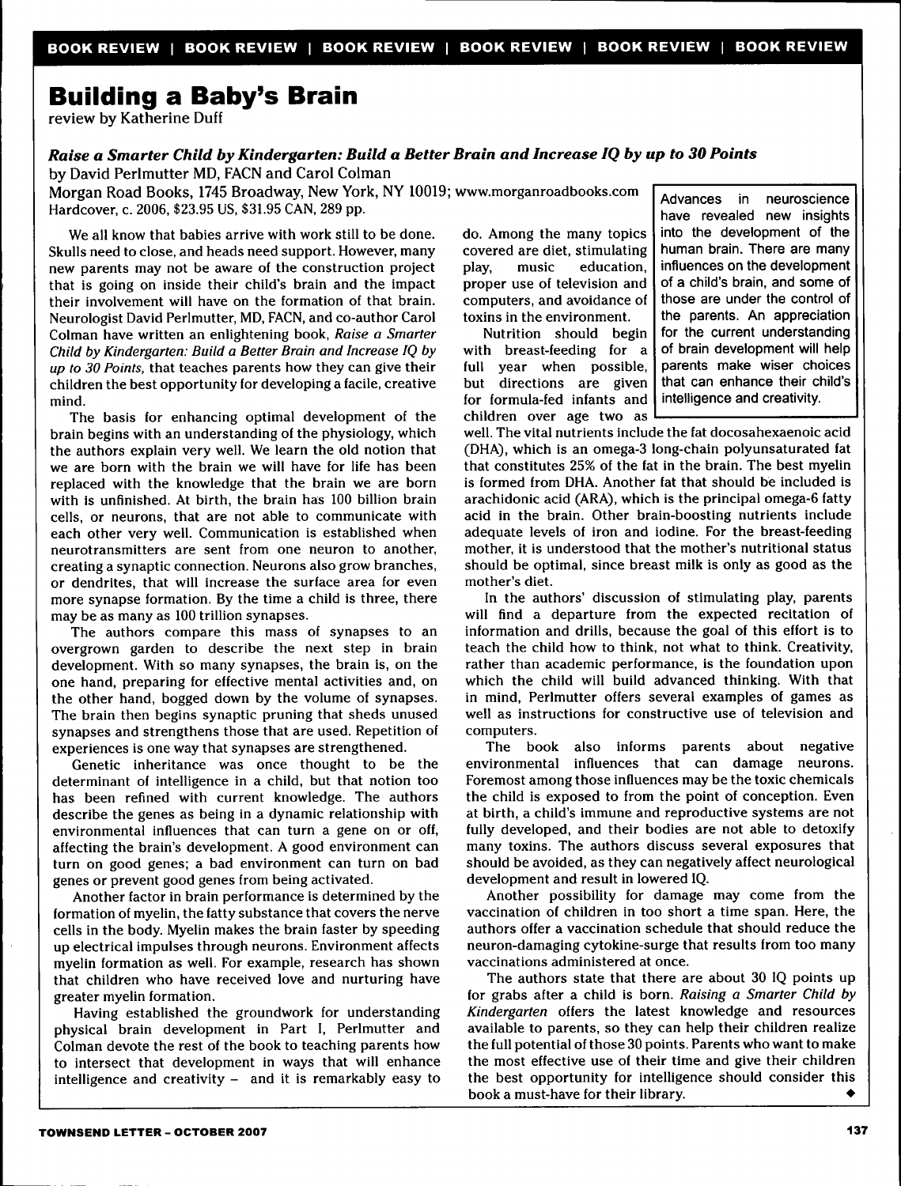BOOK REVIEW | BOOK REVIEW | BOOK REVIEW | BOOK REVIEW | BOOK REVIEW | BOOK REVIEW

# Building a Baby's Brain

review by Katherine Duff

***Raise a Smarter Child by Kindergarten: Build a Better Brain and Increase IQ by up to 30 Points***

by David Perlmutter MD, FACN and Carol Colman

Morgan Road Books, 1745 Broadway, New York, NY 10019; www.morganroadbooks.com

Hardcover, c. 2006, $23.95 US, $31.95 CAN, 289 pp.

We all know that babies arrive with work still to be done. Skulls need to close, and heads need support. However, many new parents may not be aware of the construction project that is going on inside their child's brain and the impact their involvement will have on the formation of that brain. Neurologist David Perlmutter, MD, FACN, and co-author Carol Colman have written an enlightening book, *Raise a Smarter Child by Kindergarten: Build a Better Brain and Increase IQ by up to 30 Points,* that teaches parents how they can give their children the best opportunity for developing a facile, creative mind.

The basis for enhancing optimal development of the brain begins with an understanding of the physiology, which the authors explain very well. We learn the old notion that we are born with the brain we will have for life has been replaced with the knowledge that the brain we are born with is unfinished. At birth, the brain has 100 billion brain cells, or neurons, that are not able to communicate with each other very well. Communication is established when neurotransmitters are sent from one neuron to another, creating a synaptic connection. Neurons also grow branches, or dendrites, that will increase the surface area for even more synapse formation. By the time a child is three, there may be as many as 100 trillion synapses.

The authors compare this mass of synapses to an overgrown garden to describe the next step in brain development. With so many synapses, the brain is, on the one hand, preparing for effective mental activities and, on the other hand, bogged down by the volume of synapses. The brain then begins synaptic pruning that sheds unused synapses and strengthens those that are used. Repetition of experiences is one way that synapses are strengthened.

Genetic inheritance was once thought to be the determinant of intelligence in a child, but that notion too has been refined with current knowledge. The authors describe the genes as being in a dynamic relationship with environmental influences that can turn a gene on or off, affecting the brain's development. A good environment can turn on good genes; a bad environment can turn on bad genes or prevent good genes from being activated.

Another factor in brain performance is determined by the formation of myelin, the fatty substance that covers the nerve cells in the body. Myelin makes the brain faster by speeding up electrical impulses through neurons. Environment affects myelin formation as well. For example, research has shown that children who have received love and nurturing have greater myelin formation.

Having established the groundwork for understanding physical brain development in Part I, Perlmutter and Colman devote the rest of the book to teaching parents how to intersect that development in ways that will enhance intelligence and creativity – and it is remarkably easy to do. Among the many topics covered are diet, stimulating play, music education, proper use of television and computers, and avoidance of toxins in the environment.

> Advances in neuroscience have revealed new insights into the development of the human brain. There are many influences on the development of a child's brain, and some of those are under the control of the parents. An appreciation for the current understanding of brain development will help parents make wiser choices that can enhance their child's intelligence and creativity.

Nutrition should begin with breast-feeding for a full year when possible, but directions are given for formula-fed infants and children over age two as well. The vital nutrients include the fat docosahexaenoic acid (DHA), which is an omega-3 long-chain polyunsaturated fat that constitutes 25% of the fat in the brain. The best myelin is formed from DHA. Another fat that should be included is arachidonic acid (ARA), which is the principal omega-6 fatty acid in the brain. Other brain-boosting nutrients include adequate levels of iron and iodine. For the breast-feeding mother, it is understood that the mother's nutritional status should be optimal, since breast milk is only as good as the mother's diet.

In the authors' discussion of stimulating play, parents will find a departure from the expected recitation of information and drills, because the goal of this effort is to teach the child how to think, not what to think. Creativity, rather than academic performance, is the foundation upon which the child will build advanced thinking. With that in mind, Perlmutter offers several examples of games as well as instructions for constructive use of television and computers.

The book also informs parents about negative environmental influences that can damage neurons. Foremost among those influences may be the toxic chemicals the child is exposed to from the point of conception. Even at birth, a child's immune and reproductive systems are not fully developed, and their bodies are not able to detoxify many toxins. The authors discuss several exposures that should be avoided, as they can negatively affect neurological development and result in lowered IQ.

Another possibility for damage may come from the vaccination of children in too short a time span. Here, the authors offer a vaccination schedule that should reduce the neuron-damaging cytokine-surge that results from too many vaccinations administered at once.

The authors state that there are about 30 IQ points up for grabs after a child is born. *Raising a Smarter Child by Kindergarten* offers the latest knowledge and resources available to parents, so they can help their children realize the full potential of those 30 points. Parents who want to make the most effective use of their time and give their children the best opportunity for intelligence should consider this book a must-have for their library. ◆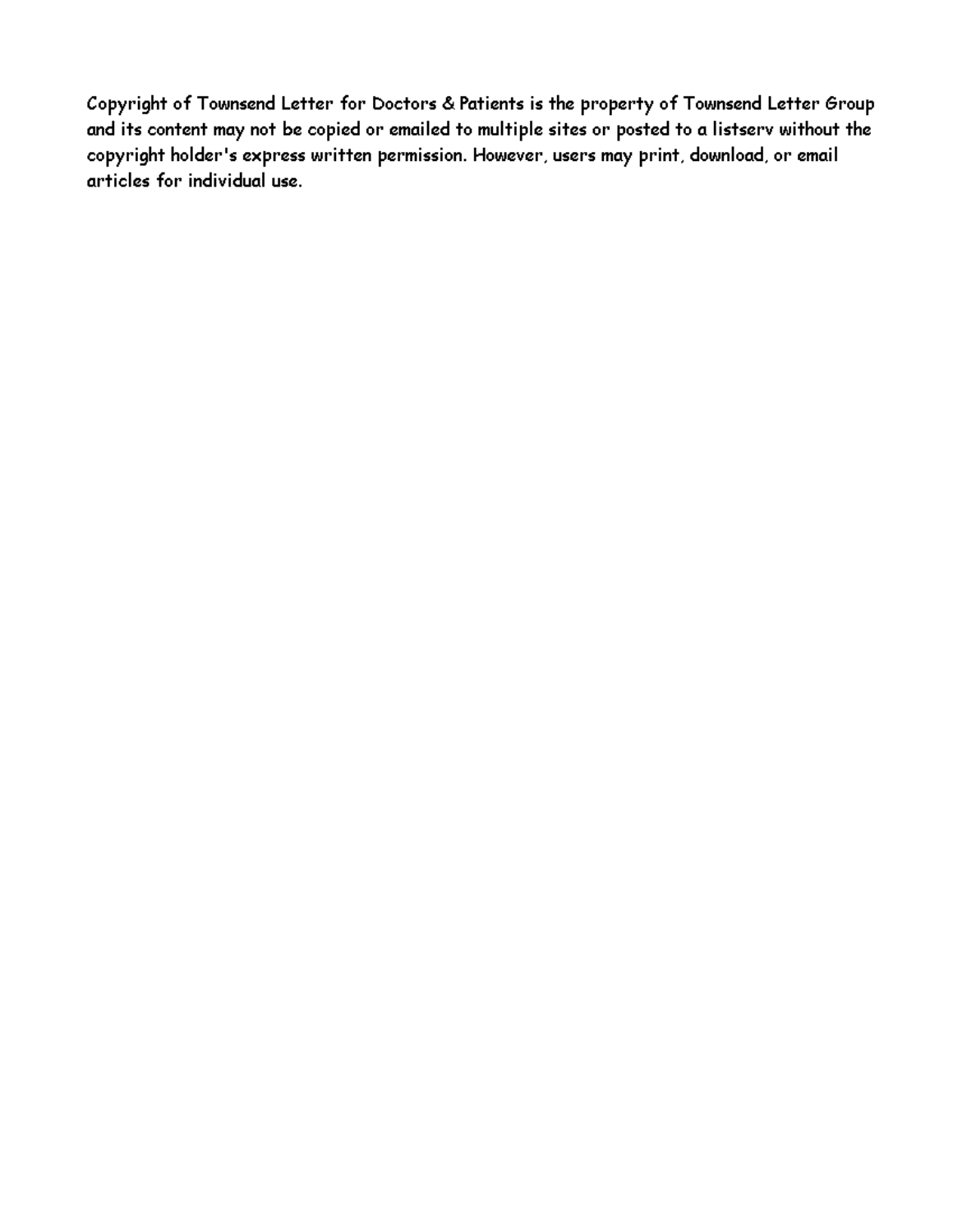Copyright of Townsend Letter for Doctors & Patients is the property of Townsend Letter Group and its content may not be copied or emailed to multiple sites or posted to a listserv without the copyright holder's express written permission. However, users may print, download, or email articles for individual use.